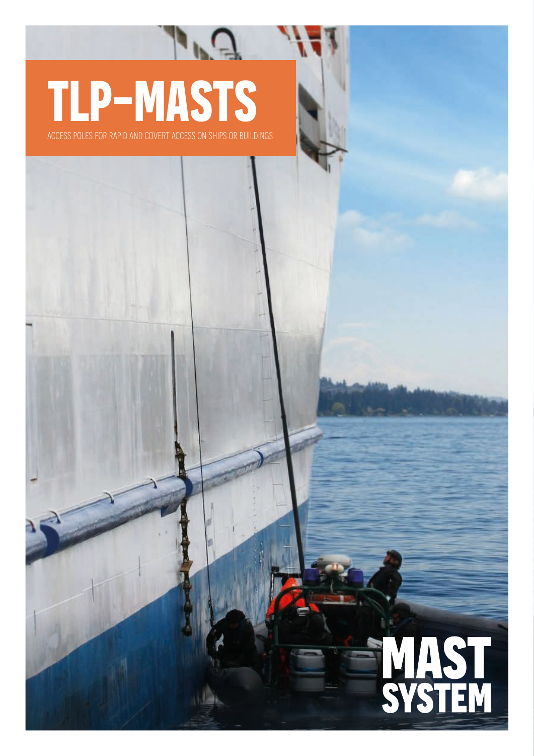# TLP-MASTS

ACCESS POLES FOR RAPID AND COVERT ACCESS ON SHIPS OR BUILDINGS

MAST SYSTEM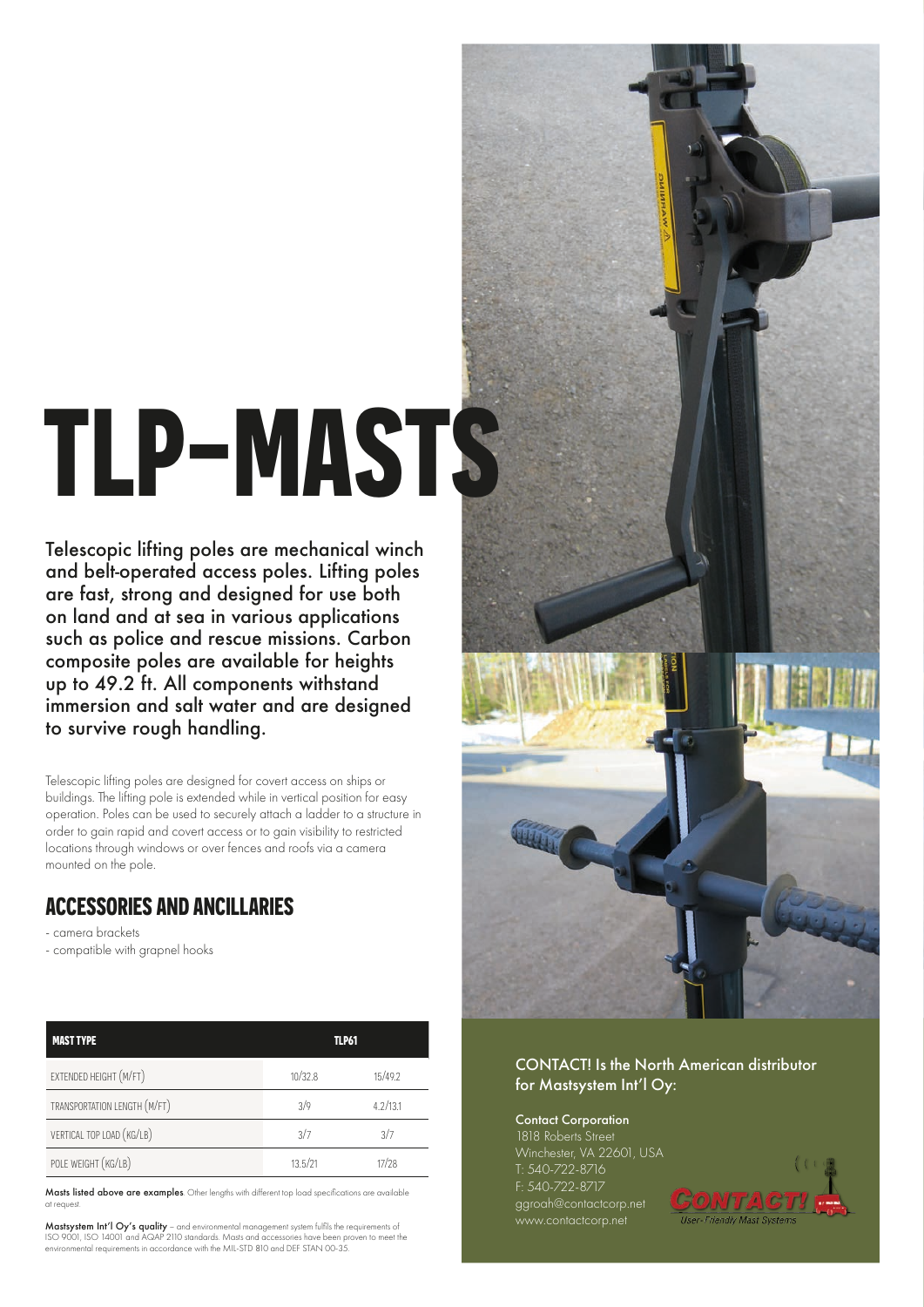# TLP-MASTS

Telescopic lifting poles are mechanical winch and belt-operated access poles. Lifting poles are fast, strong and designed for use both on land and at sea in various applications such as police and rescue missions. Carbon composite poles are available for heights up to 49.2 ft. All components withstand immersion and salt water and are designed to survive rough handling.

Telescopic lifting poles are designed for covert access on ships or buildings. The lifting pole is extended while in vertical position for easy operation. Poles can be used to securely attach a ladder to a structure in order to gain rapid and covert access or to gain visibility to restricted locations through windows or over fences and roofs via a camera mounted on the pole.

## ACCESSORIES AND ANCILLARIES

- camera brackets
- compatible with grapnel hooks

| MAST TYPE | TLP61 | |
|---|---|---|
| EXTENDED HEIGHT (M/FT) | 10/32.8 | 15/49.2 |
| TRANSPORTATION LENGTH (M/FT) | 3/9 | 4.2/13.1 |
| VERTICAL TOP LOAD (KG/LB) | 3/7 | 3/7 |
| POLE WEIGHT (KG/LB) | 13.5/21 | 17/28 |

**Masts listed above are examples**. Other lengths with different top load specifications are available at request.

**Mastsystem Int'l Oy's quality** – and environmental management system fulfils the requirements of ISO 9001, ISO 14001 and AQAP 2110 standards. Masts and accessories have been proven to meet the environmental requirements in accordance with the MIL-STD 810 and DEF STAN 00-35.

CONTACT! Is the North American distributor for Mastsystem Int'l Oy:

Contact Corporation
1818 Roberts Street
Winchester, VA 22601, USA
T: 540-722-8716
F: 540-722-8717
ggroah@contactcorp.net
www.contactcorp.net

CONTACT! User-Friendly Mast Systems